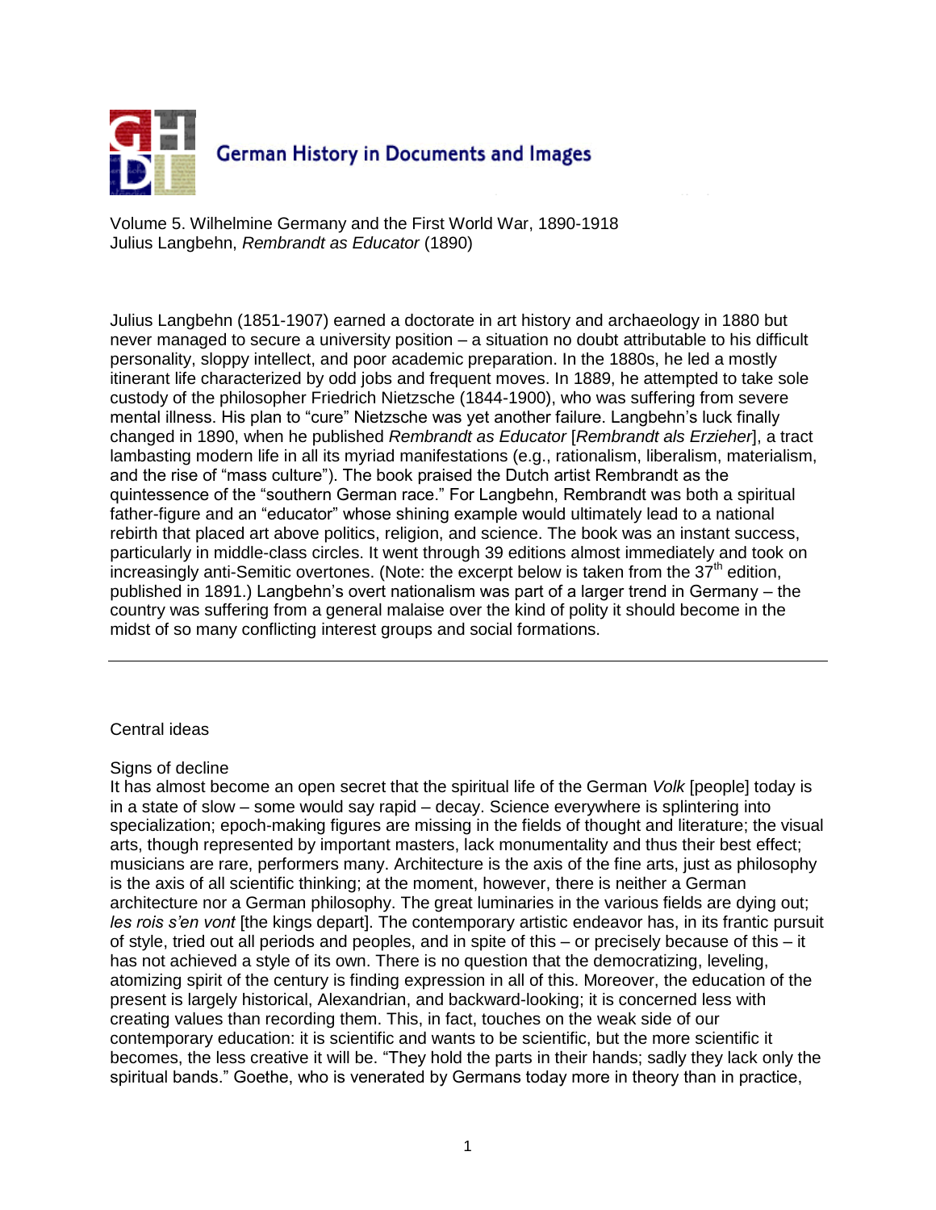# German History in Documents and Images

Volume 5. Wilhelmine Germany and the First World War, 1890-1918
Julius Langbehn, *Rembrandt as Educator* (1890)

Julius Langbehn (1851-1907) earned a doctorate in art history and archaeology in 1880 but never managed to secure a university position – a situation no doubt attributable to his difficult personality, sloppy intellect, and poor academic preparation. In the 1880s, he led a mostly itinerant life characterized by odd jobs and frequent moves. In 1889, he attempted to take sole custody of the philosopher Friedrich Nietzsche (1844-1900), who was suffering from severe mental illness. His plan to "cure" Nietzsche was yet another failure. Langbehn's luck finally changed in 1890, when he published *Rembrandt as Educator* [*Rembrandt als Erzieher*], a tract lambasting modern life in all its myriad manifestations (e.g., rationalism, liberalism, materialism, and the rise of "mass culture"). The book praised the Dutch artist Rembrandt as the quintessence of the "southern German race." For Langbehn, Rembrandt was both a spiritual father-figure and an "educator" whose shining example would ultimately lead to a national rebirth that placed art above politics, religion, and science. The book was an instant success, particularly in middle-class circles. It went through 39 editions almost immediately and took on increasingly anti-Semitic overtones. (Note: the excerpt below is taken from the 37th edition, published in 1891.) Langbehn's overt nationalism was part of a larger trend in Germany – the country was suffering from a general malaise over the kind of polity it should become in the midst of so many conflicting interest groups and social formations.

---

Central ideas

Signs of decline

It has almost become an open secret that the spiritual life of the German *Volk* [people] today is in a state of slow – some would say rapid – decay. Science everywhere is splintering into specialization; epoch-making figures are missing in the fields of thought and literature; the visual arts, though represented by important masters, lack monumentality and thus their best effect; musicians are rare, performers many. Architecture is the axis of the fine arts, just as philosophy is the axis of all scientific thinking; at the moment, however, there is neither a German architecture nor a German philosophy. The great luminaries in the various fields are dying out; *les rois s'en vont* [the kings depart]. The contemporary artistic endeavor has, in its frantic pursuit of style, tried out all periods and peoples, and in spite of this – or precisely because of this – it has not achieved a style of its own. There is no question that the democratizing, leveling, atomizing spirit of the century is finding expression in all of this. Moreover, the education of the present is largely historical, Alexandrian, and backward-looking; it is concerned less with creating values than recording them. This, in fact, touches on the weak side of our contemporary education: it is scientific and wants to be scientific, but the more scientific it becomes, the less creative it will be. "They hold the parts in their hands; sadly they lack only the spiritual bands." Goethe, who is venerated by Germans today more in theory than in practice,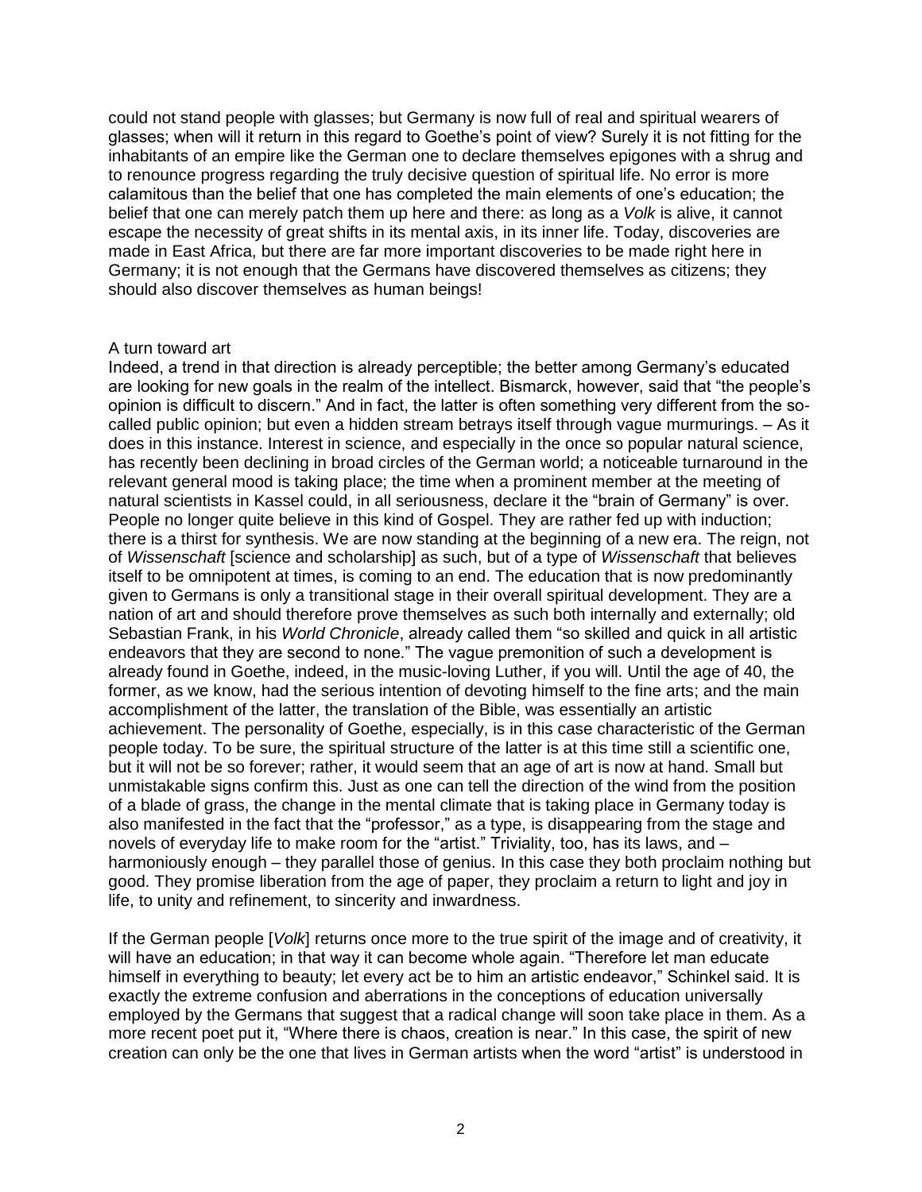could not stand people with glasses; but Germany is now full of real and spiritual wearers of glasses; when will it return in this regard to Goethe's point of view? Surely it is not fitting for the inhabitants of an empire like the German one to declare themselves epigones with a shrug and to renounce progress regarding the truly decisive question of spiritual life. No error is more calamitous than the belief that one has completed the main elements of one's education; the belief that one can merely patch them up here and there: as long as a *Volk* is alive, it cannot escape the necessity of great shifts in its mental axis, in its inner life. Today, discoveries are made in East Africa, but there are far more important discoveries to be made right here in Germany; it is not enough that the Germans have discovered themselves as citizens; they should also discover themselves as human beings!

## A turn toward art

Indeed, a trend in that direction is already perceptible; the better among Germany's educated are looking for new goals in the realm of the intellect. Bismarck, however, said that "the people's opinion is difficult to discern." And in fact, the latter is often something very different from the so-called public opinion; but even a hidden stream betrays itself through vague murmurings. – As it does in this instance. Interest in science, and especially in the once so popular natural science, has recently been declining in broad circles of the German world; a noticeable turnaround in the relevant general mood is taking place; the time when a prominent member at the meeting of natural scientists in Kassel could, in all seriousness, declare it the "brain of Germany" is over. People no longer quite believe in this kind of Gospel. They are rather fed up with induction; there is a thirst for synthesis. We are now standing at the beginning of a new era. The reign, not of *Wissenschaft* [science and scholarship] as such, but of a type of *Wissenschaft* that believes itself to be omnipotent at times, is coming to an end. The education that is now predominantly given to Germans is only a transitional stage in their overall spiritual development. They are a nation of art and should therefore prove themselves as such both internally and externally; old Sebastian Frank, in his *World Chronicle*, already called them "so skilled and quick in all artistic endeavors that they are second to none." The vague premonition of such a development is already found in Goethe, indeed, in the music-loving Luther, if you will. Until the age of 40, the former, as we know, had the serious intention of devoting himself to the fine arts; and the main accomplishment of the latter, the translation of the Bible, was essentially an artistic achievement. The personality of Goethe, especially, is in this case characteristic of the German people today. To be sure, the spiritual structure of the latter is at this time still a scientific one, but it will not be so forever; rather, it would seem that an age of art is now at hand. Small but unmistakable signs confirm this. Just as one can tell the direction of the wind from the position of a blade of grass, the change in the mental climate that is taking place in Germany today is also manifested in the fact that the "professor," as a type, is disappearing from the stage and novels of everyday life to make room for the "artist." Triviality, too, has its laws, and – harmoniously enough – they parallel those of genius. In this case they both proclaim nothing but good. They promise liberation from the age of paper, they proclaim a return to light and joy in life, to unity and refinement, to sincerity and inwardness.

If the German people [*Volk*] returns once more to the true spirit of the image and of creativity, it will have an education; in that way it can become whole again. "Therefore let man educate himself in everything to beauty; let every act be to him an artistic endeavor," Schinkel said. It is exactly the extreme confusion and aberrations in the conceptions of education universally employed by the Germans that suggest that a radical change will soon take place in them. As a more recent poet put it, "Where there is chaos, creation is near." In this case, the spirit of new creation can only be the one that lives in German artists when the word "artist" is understood in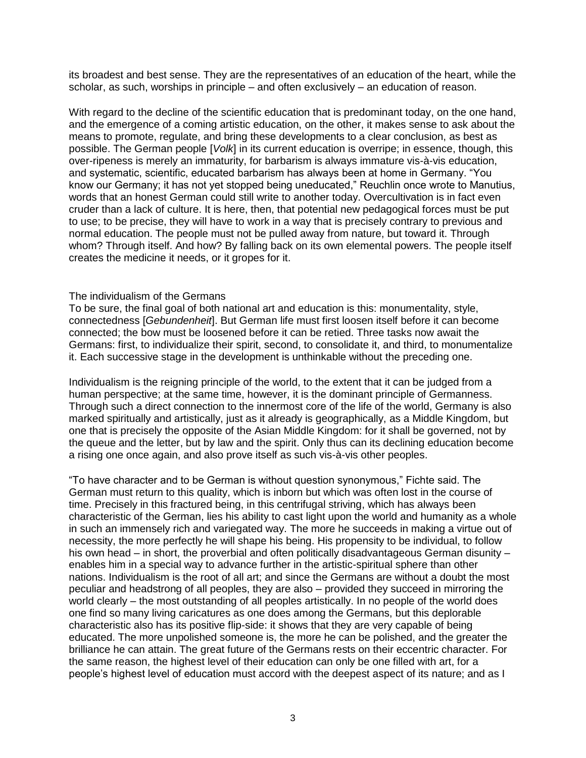its broadest and best sense. They are the representatives of an education of the heart, while the scholar, as such, worships in principle – and often exclusively – an education of reason.

With regard to the decline of the scientific education that is predominant today, on the one hand, and the emergence of a coming artistic education, on the other, it makes sense to ask about the means to promote, regulate, and bring these developments to a clear conclusion, as best as possible. The German people [*Volk*] in its current education is overripe; in essence, though, this over-ripeness is merely an immaturity, for barbarism is always immature vis-à-vis education, and systematic, scientific, educated barbarism has always been at home in Germany. "You know our Germany; it has not yet stopped being uneducated," Reuchlin once wrote to Manutius, words that an honest German could still write to another today. Overcultivation is in fact even cruder than a lack of culture. It is here, then, that potential new pedagogical forces must be put to use; to be precise, they will have to work in a way that is precisely contrary to previous and normal education. The people must not be pulled away from nature, but toward it. Through whom? Through itself. And how? By falling back on its own elemental powers. The people itself creates the medicine it needs, or it gropes for it.

## The individualism of the Germans

To be sure, the final goal of both national art and education is this: monumentality, style, connectedness [*Gebundenheit*]. But German life must first loosen itself before it can become connected; the bow must be loosened before it can be retied. Three tasks now await the Germans: first, to individualize their spirit, second, to consolidate it, and third, to monumentalize it. Each successive stage in the development is unthinkable without the preceding one.

Individualism is the reigning principle of the world, to the extent that it can be judged from a human perspective; at the same time, however, it is the dominant principle of Germanness. Through such a direct connection to the innermost core of the life of the world, Germany is also marked spiritually and artistically, just as it already is geographically, as a Middle Kingdom, but one that is precisely the opposite of the Asian Middle Kingdom: for it shall be governed, not by the queue and the letter, but by law and the spirit. Only thus can its declining education become a rising one once again, and also prove itself as such vis-à-vis other peoples.

"To have character and to be German is without question synonymous," Fichte said. The German must return to this quality, which is inborn but which was often lost in the course of time. Precisely in this fractured being, in this centrifugal striving, which has always been characteristic of the German, lies his ability to cast light upon the world and humanity as a whole in such an immensely rich and variegated way. The more he succeeds in making a virtue out of necessity, the more perfectly he will shape his being. His propensity to be individual, to follow his own head – in short, the proverbial and often politically disadvantageous German disunity – enables him in a special way to advance further in the artistic-spiritual sphere than other nations. Individualism is the root of all art; and since the Germans are without a doubt the most peculiar and headstrong of all peoples, they are also – provided they succeed in mirroring the world clearly – the most outstanding of all peoples artistically. In no people of the world does one find so many living caricatures as one does among the Germans, but this deplorable characteristic also has its positive flip-side: it shows that they are very capable of being educated. The more unpolished someone is, the more he can be polished, and the greater the brilliance he can attain. The great future of the Germans rests on their eccentric character. For the same reason, the highest level of their education can only be one filled with art, for a people's highest level of education must accord with the deepest aspect of its nature; and as I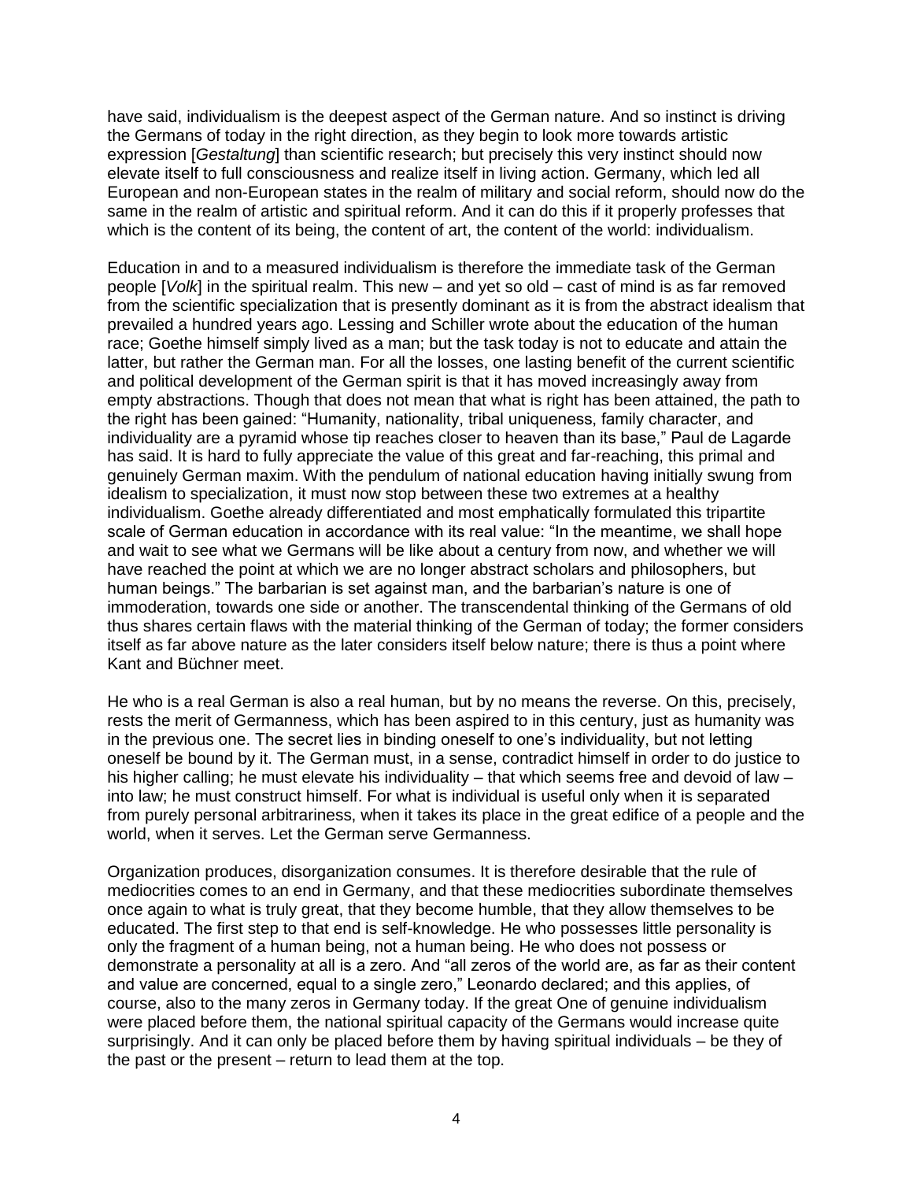have said, individualism is the deepest aspect of the German nature. And so instinct is driving the Germans of today in the right direction, as they begin to look more towards artistic expression [*Gestaltung*] than scientific research; but precisely this very instinct should now elevate itself to full consciousness and realize itself in living action. Germany, which led all European and non-European states in the realm of military and social reform, should now do the same in the realm of artistic and spiritual reform. And it can do this if it properly professes that which is the content of its being, the content of art, the content of the world: individualism.

Education in and to a measured individualism is therefore the immediate task of the German people [*Volk*] in the spiritual realm. This new – and yet so old – cast of mind is as far removed from the scientific specialization that is presently dominant as it is from the abstract idealism that prevailed a hundred years ago. Lessing and Schiller wrote about the education of the human race; Goethe himself simply lived as a man; but the task today is not to educate and attain the latter, but rather the German man. For all the losses, one lasting benefit of the current scientific and political development of the German spirit is that it has moved increasingly away from empty abstractions. Though that does not mean that what is right has been attained, the path to the right has been gained: "Humanity, nationality, tribal uniqueness, family character, and individuality are a pyramid whose tip reaches closer to heaven than its base," Paul de Lagarde has said. It is hard to fully appreciate the value of this great and far-reaching, this primal and genuinely German maxim. With the pendulum of national education having initially swung from idealism to specialization, it must now stop between these two extremes at a healthy individualism. Goethe already differentiated and most emphatically formulated this tripartite scale of German education in accordance with its real value: "In the meantime, we shall hope and wait to see what we Germans will be like about a century from now, and whether we will have reached the point at which we are no longer abstract scholars and philosophers, but human beings." The barbarian is set against man, and the barbarian's nature is one of immoderation, towards one side or another. The transcendental thinking of the Germans of old thus shares certain flaws with the material thinking of the German of today; the former considers itself as far above nature as the later considers itself below nature; there is thus a point where Kant and Büchner meet.

He who is a real German is also a real human, but by no means the reverse. On this, precisely, rests the merit of Germanness, which has been aspired to in this century, just as humanity was in the previous one. The secret lies in binding oneself to one's individuality, but not letting oneself be bound by it. The German must, in a sense, contradict himself in order to do justice to his higher calling; he must elevate his individuality – that which seems free and devoid of law – into law; he must construct himself. For what is individual is useful only when it is separated from purely personal arbitrariness, when it takes its place in the great edifice of a people and the world, when it serves. Let the German serve Germanness.

Organization produces, disorganization consumes. It is therefore desirable that the rule of mediocrities comes to an end in Germany, and that these mediocrities subordinate themselves once again to what is truly great, that they become humble, that they allow themselves to be educated. The first step to that end is self-knowledge. He who possesses little personality is only the fragment of a human being, not a human being. He who does not possess or demonstrate a personality at all is a zero. And "all zeros of the world are, as far as their content and value are concerned, equal to a single zero," Leonardo declared; and this applies, of course, also to the many zeros in Germany today. If the great One of genuine individualism were placed before them, the national spiritual capacity of the Germans would increase quite surprisingly. And it can only be placed before them by having spiritual individuals – be they of the past or the present – return to lead them at the top.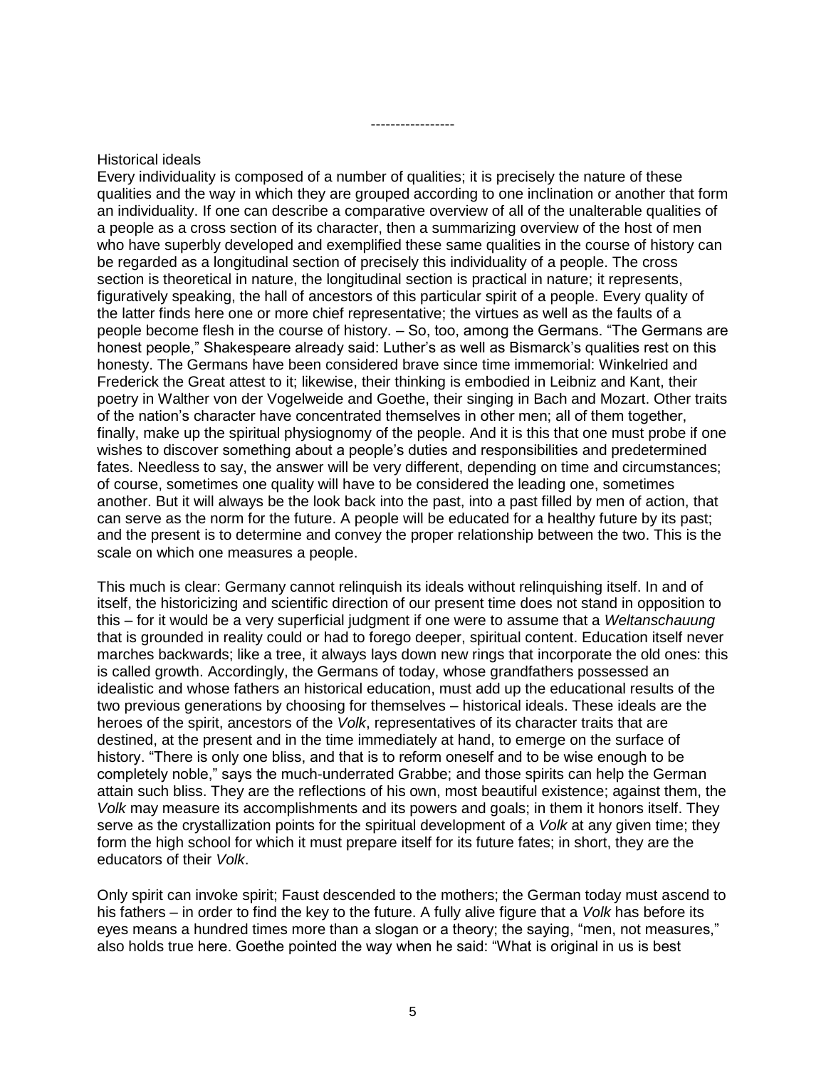----------------

## Historical ideals

Every individuality is composed of a number of qualities; it is precisely the nature of these qualities and the way in which they are grouped according to one inclination or another that form an individuality. If one can describe a comparative overview of all of the unalterable qualities of a people as a cross section of its character, then a summarizing overview of the host of men who have superbly developed and exemplified these same qualities in the course of history can be regarded as a longitudinal section of precisely this individuality of a people. The cross section is theoretical in nature, the longitudinal section is practical in nature; it represents, figuratively speaking, the hall of ancestors of this particular spirit of a people. Every quality of the latter finds here one or more chief representative; the virtues as well as the faults of a people become flesh in the course of history. – So, too, among the Germans. "The Germans are honest people," Shakespeare already said: Luther's as well as Bismarck's qualities rest on this honesty. The Germans have been considered brave since time immemorial: Winkelried and Frederick the Great attest to it; likewise, their thinking is embodied in Leibniz and Kant, their poetry in Walther von der Vogelweide and Goethe, their singing in Bach and Mozart. Other traits of the nation's character have concentrated themselves in other men; all of them together, finally, make up the spiritual physiognomy of the people. And it is this that one must probe if one wishes to discover something about a people's duties and responsibilities and predetermined fates. Needless to say, the answer will be very different, depending on time and circumstances; of course, sometimes one quality will have to be considered the leading one, sometimes another. But it will always be the look back into the past, into a past filled by men of action, that can serve as the norm for the future. A people will be educated for a healthy future by its past; and the present is to determine and convey the proper relationship between the two. This is the scale on which one measures a people.

This much is clear: Germany cannot relinquish its ideals without relinquishing itself. In and of itself, the historicizing and scientific direction of our present time does not stand in opposition to this – for it would be a very superficial judgment if one were to assume that a *Weltanschauung* that is grounded in reality could or had to forego deeper, spiritual content. Education itself never marches backwards; like a tree, it always lays down new rings that incorporate the old ones: this is called growth. Accordingly, the Germans of today, whose grandfathers possessed an idealistic and whose fathers an historical education, must add up the educational results of the two previous generations by choosing for themselves – historical ideals. These ideals are the heroes of the spirit, ancestors of the *Volk*, representatives of its character traits that are destined, at the present and in the time immediately at hand, to emerge on the surface of history. "There is only one bliss, and that is to reform oneself and to be wise enough to be completely noble," says the much-underrated Grabbe; and those spirits can help the German attain such bliss. They are the reflections of his own, most beautiful existence; against them, the *Volk* may measure its accomplishments and its powers and goals; in them it honors itself. They serve as the crystallization points for the spiritual development of a *Volk* at any given time; they form the high school for which it must prepare itself for its future fates; in short, they are the educators of their *Volk*.

Only spirit can invoke spirit; Faust descended to the mothers; the German today must ascend to his fathers – in order to find the key to the future. A fully alive figure that a *Volk* has before its eyes means a hundred times more than a slogan or a theory; the saying, "men, not measures," also holds true here. Goethe pointed the way when he said: "What is original in us is best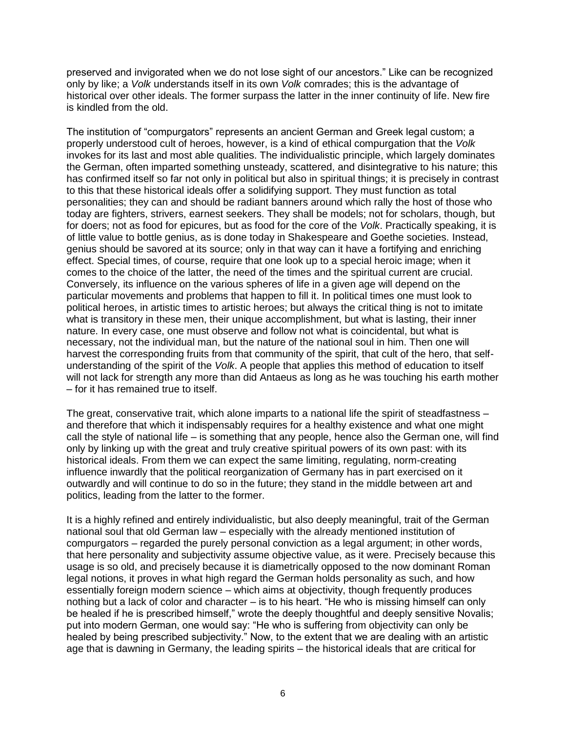preserved and invigorated when we do not lose sight of our ancestors." Like can be recognized only by like; a *Volk* understands itself in its own *Volk* comrades; this is the advantage of historical over other ideals. The former surpass the latter in the inner continuity of life. New fire is kindled from the old.

The institution of "compurgators" represents an ancient German and Greek legal custom; a properly understood cult of heroes, however, is a kind of ethical compurgation that the *Volk* invokes for its last and most able qualities. The individualistic principle, which largely dominates the German, often imparted something unsteady, scattered, and disintegrative to his nature; this has confirmed itself so far not only in political but also in spiritual things; it is precisely in contrast to this that these historical ideals offer a solidifying support. They must function as total personalities; they can and should be radiant banners around which rally the host of those who today are fighters, strivers, earnest seekers. They shall be models; not for scholars, though, but for doers; not as food for epicures, but as food for the core of the *Volk*. Practically speaking, it is of little value to bottle genius, as is done today in Shakespeare and Goethe societies. Instead, genius should be savored at its source; only in that way can it have a fortifying and enriching effect. Special times, of course, require that one look up to a special heroic image; when it comes to the choice of the latter, the need of the times and the spiritual current are crucial. Conversely, its influence on the various spheres of life in a given age will depend on the particular movements and problems that happen to fill it. In political times one must look to political heroes, in artistic times to artistic heroes; but always the critical thing is not to imitate what is transitory in these men, their unique accomplishment, but what is lasting, their inner nature. In every case, one must observe and follow not what is coincidental, but what is necessary, not the individual man, but the nature of the national soul in him. Then one will harvest the corresponding fruits from that community of the spirit, that cult of the hero, that self-understanding of the spirit of the *Volk*. A people that applies this method of education to itself will not lack for strength any more than did Antaeus as long as he was touching his earth mother – for it has remained true to itself.

The great, conservative trait, which alone imparts to a national life the spirit of steadfastness – and therefore that which it indispensably requires for a healthy existence and what one might call the style of national life – is something that any people, hence also the German one, will find only by linking up with the great and truly creative spiritual powers of its own past: with its historical ideals. From them we can expect the same limiting, regulating, norm-creating influence inwardly that the political reorganization of Germany has in part exercised on it outwardly and will continue to do so in the future; they stand in the middle between art and politics, leading from the latter to the former.

It is a highly refined and entirely individualistic, but also deeply meaningful, trait of the German national soul that old German law – especially with the already mentioned institution of compurgators – regarded the purely personal conviction as a legal argument; in other words, that here personality and subjectivity assume objective value, as it were. Precisely because this usage is so old, and precisely because it is diametrically opposed to the now dominant Roman legal notions, it proves in what high regard the German holds personality as such, and how essentially foreign modern science – which aims at objectivity, though frequently produces nothing but a lack of color and character – is to his heart. "He who is missing himself can only be healed if he is prescribed himself," wrote the deeply thoughtful and deeply sensitive Novalis; put into modern German, one would say: "He who is suffering from objectivity can only be healed by being prescribed subjectivity." Now, to the extent that we are dealing with an artistic age that is dawning in Germany, the leading spirits – the historical ideals that are critical for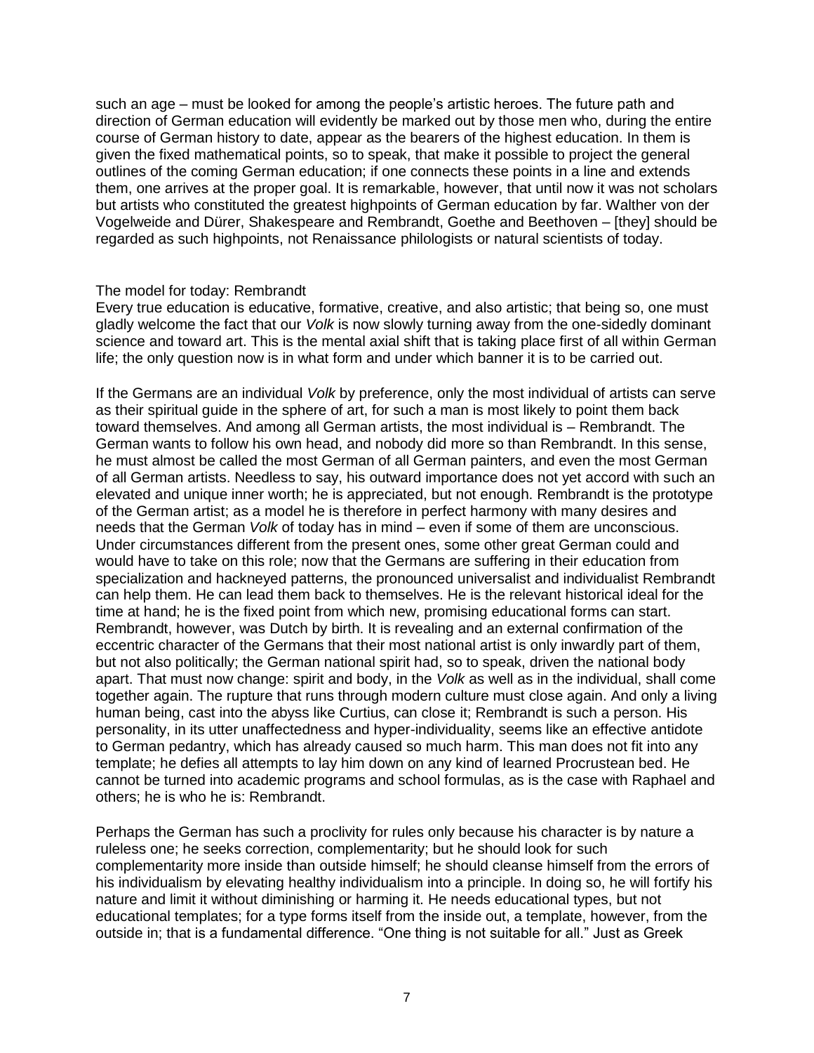such an age – must be looked for among the people's artistic heroes. The future path and direction of German education will evidently be marked out by those men who, during the entire course of German history to date, appear as the bearers of the highest education. In them is given the fixed mathematical points, so to speak, that make it possible to project the general outlines of the coming German education; if one connects these points in a line and extends them, one arrives at the proper goal. It is remarkable, however, that until now it was not scholars but artists who constituted the greatest highpoints of German education by far. Walther von der Vogelweide and Dürer, Shakespeare and Rembrandt, Goethe and Beethoven – [they] should be regarded as such highpoints, not Renaissance philologists or natural scientists of today.

## The model for today: Rembrandt

Every true education is educative, formative, creative, and also artistic; that being so, one must gladly welcome the fact that our *Volk* is now slowly turning away from the one-sidedly dominant science and toward art. This is the mental axial shift that is taking place first of all within German life; the only question now is in what form and under which banner it is to be carried out.

If the Germans are an individual *Volk* by preference, only the most individual of artists can serve as their spiritual guide in the sphere of art, for such a man is most likely to point them back toward themselves. And among all German artists, the most individual is – Rembrandt. The German wants to follow his own head, and nobody did more so than Rembrandt. In this sense, he must almost be called the most German of all German painters, and even the most German of all German artists. Needless to say, his outward importance does not yet accord with such an elevated and unique inner worth; he is appreciated, but not enough. Rembrandt is the prototype of the German artist; as a model he is therefore in perfect harmony with many desires and needs that the German *Volk* of today has in mind – even if some of them are unconscious. Under circumstances different from the present ones, some other great German could and would have to take on this role; now that the Germans are suffering in their education from specialization and hackneyed patterns, the pronounced universalist and individualist Rembrandt can help them. He can lead them back to themselves. He is the relevant historical ideal for the time at hand; he is the fixed point from which new, promising educational forms can start. Rembrandt, however, was Dutch by birth. It is revealing and an external confirmation of the eccentric character of the Germans that their most national artist is only inwardly part of them, but not also politically; the German national spirit had, so to speak, driven the national body apart. That must now change: spirit and body, in the *Volk* as well as in the individual, shall come together again. The rupture that runs through modern culture must close again. And only a living human being, cast into the abyss like Curtius, can close it; Rembrandt is such a person. His personality, in its utter unaffectedness and hyper-individuality, seems like an effective antidote to German pedantry, which has already caused so much harm. This man does not fit into any template; he defies all attempts to lay him down on any kind of learned Procrustean bed. He cannot be turned into academic programs and school formulas, as is the case with Raphael and others; he is who he is: Rembrandt.

Perhaps the German has such a proclivity for rules only because his character is by nature a ruleless one; he seeks correction, complementarity; but he should look for such complementarity more inside than outside himself; he should cleanse himself from the errors of his individualism by elevating healthy individualism into a principle. In doing so, he will fortify his nature and limit it without diminishing or harming it. He needs educational types, but not educational templates; for a type forms itself from the inside out, a template, however, from the outside in; that is a fundamental difference. "One thing is not suitable for all." Just as Greek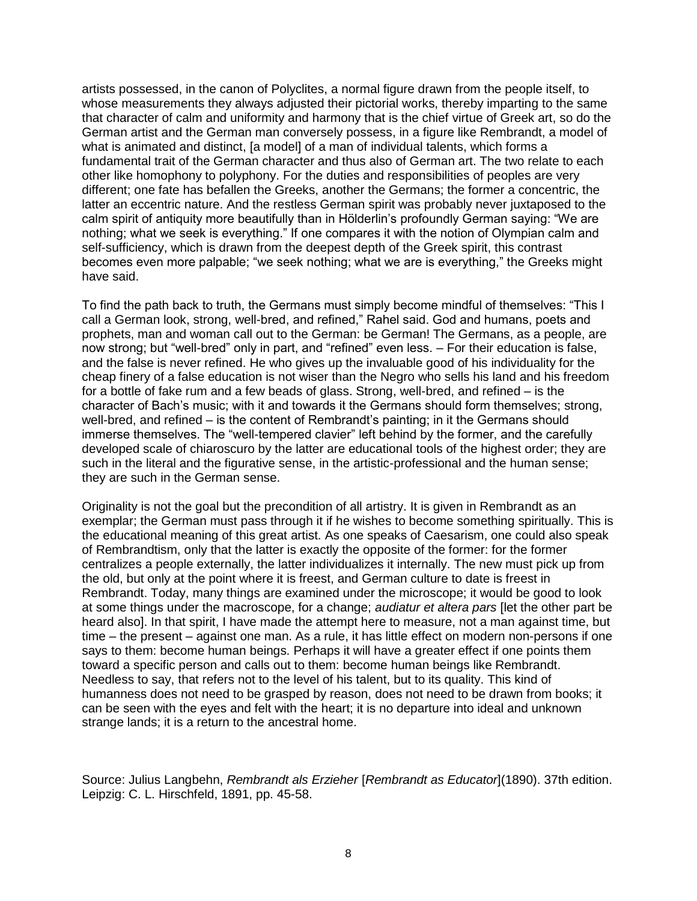artists possessed, in the canon of Polyclites, a normal figure drawn from the people itself, to whose measurements they always adjusted their pictorial works, thereby imparting to the same that character of calm and uniformity and harmony that is the chief virtue of Greek art, so do the German artist and the German man conversely possess, in a figure like Rembrandt, a model of what is animated and distinct, [a model] of a man of individual talents, which forms a fundamental trait of the German character and thus also of German art. The two relate to each other like homophony to polyphony. For the duties and responsibilities of peoples are very different; one fate has befallen the Greeks, another the Germans; the former a concentric, the latter an eccentric nature. And the restless German spirit was probably never juxtaposed to the calm spirit of antiquity more beautifully than in Hölderlin's profoundly German saying: "We are nothing; what we seek is everything." If one compares it with the notion of Olympian calm and self-sufficiency, which is drawn from the deepest depth of the Greek spirit, this contrast becomes even more palpable; "we seek nothing; what we are is everything," the Greeks might have said.

To find the path back to truth, the Germans must simply become mindful of themselves: "This I call a German look, strong, well-bred, and refined," Rahel said. God and humans, poets and prophets, man and woman call out to the German: be German! The Germans, as a people, are now strong; but "well-bred" only in part, and "refined" even less. – For their education is false, and the false is never refined. He who gives up the invaluable good of his individuality for the cheap finery of a false education is not wiser than the Negro who sells his land and his freedom for a bottle of fake rum and a few beads of glass. Strong, well-bred, and refined – is the character of Bach's music; with it and towards it the Germans should form themselves; strong, well-bred, and refined – is the content of Rembrandt's painting; in it the Germans should immerse themselves. The "well-tempered clavier" left behind by the former, and the carefully developed scale of chiaroscuro by the latter are educational tools of the highest order; they are such in the literal and the figurative sense, in the artistic-professional and the human sense; they are such in the German sense.

Originality is not the goal but the precondition of all artistry. It is given in Rembrandt as an exemplar; the German must pass through it if he wishes to become something spiritually. This is the educational meaning of this great artist. As one speaks of Caesarism, one could also speak of Rembrandtism, only that the latter is exactly the opposite of the former: for the former centralizes a people externally, the latter individualizes it internally. The new must pick up from the old, but only at the point where it is freest, and German culture to date is freest in Rembrandt. Today, many things are examined under the microscope; it would be good to look at some things under the macroscope, for a change; *audiatur et altera pars* [let the other part be heard also]. In that spirit, I have made the attempt here to measure, not a man against time, but time – the present – against one man. As a rule, it has little effect on modern non-persons if one says to them: become human beings. Perhaps it will have a greater effect if one points them toward a specific person and calls out to them: become human beings like Rembrandt. Needless to say, that refers not to the level of his talent, but to its quality. This kind of humanness does not need to be grasped by reason, does not need to be drawn from books; it can be seen with the eyes and felt with the heart; it is no departure into ideal and unknown strange lands; it is a return to the ancestral home.

Source: Julius Langbehn, *Rembrandt als Erzieher* [*Rembrandt as Educator*](1890). 37th edition. Leipzig: C. L. Hirschfeld, 1891, pp. 45-58.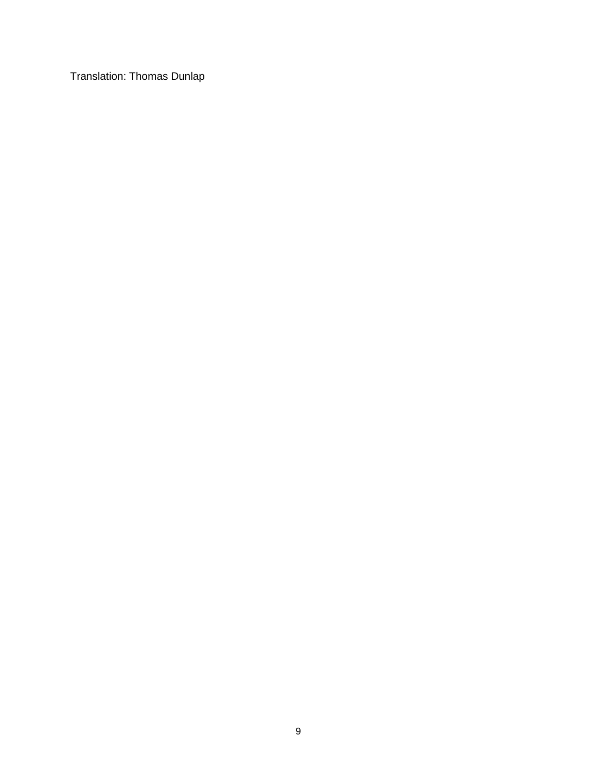Translation: Thomas Dunlap